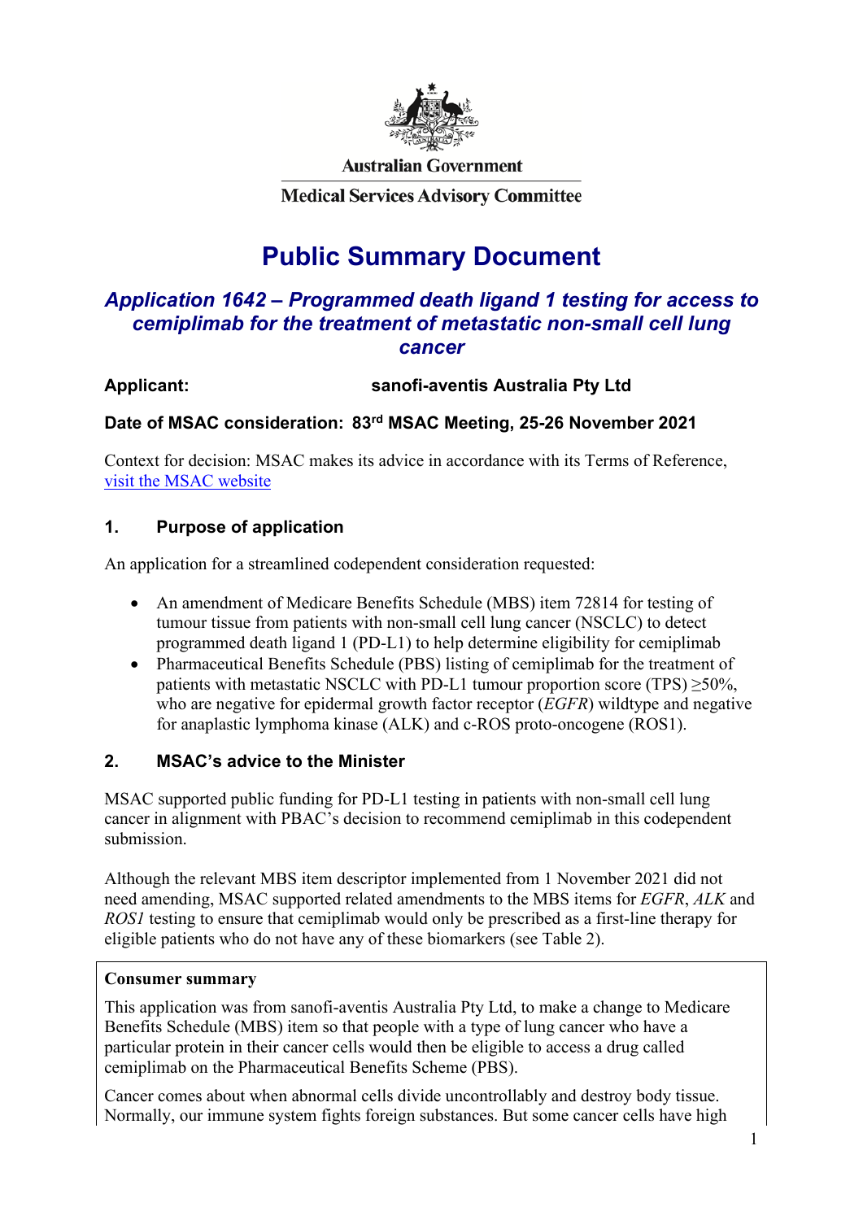Australian Government

Medical Services Advisory Committee

# Public Summary Document

## *Application 1642 – Programmed death ligand 1 testing for access to cemiplimab for the treatment of metastatic non-small cell lung cancer*

**Applicant:** **sanofi-aventis Australia Pty Ltd**

**Date of MSAC consideration: 83rd MSAC Meeting, 25-26 November 2021**

Context for decision: MSAC makes its advice in accordance with its Terms of Reference, visit the MSAC website

## 1. Purpose of application

An application for a streamlined codependent consideration requested:

- An amendment of Medicare Benefits Schedule (MBS) item 72814 for testing of tumour tissue from patients with non-small cell lung cancer (NSCLC) to detect programmed death ligand 1 (PD-L1) to help determine eligibility for cemiplimab
- Pharmaceutical Benefits Schedule (PBS) listing of cemiplimab for the treatment of patients with metastatic NSCLC with PD-L1 tumour proportion score (TPS) ≥50%, who are negative for epidermal growth factor receptor (*EGFR*) wildtype and negative for anaplastic lymphoma kinase (ALK) and c-ROS proto-oncogene (ROS1).

## 2. MSAC's advice to the Minister

MSAC supported public funding for PD-L1 testing in patients with non-small cell lung cancer in alignment with PBAC's decision to recommend cemiplimab in this codependent submission.

Although the relevant MBS item descriptor implemented from 1 November 2021 did not need amending, MSAC supported related amendments to the MBS items for *EGFR*, *ALK* and *ROS1* testing to ensure that cemiplimab would only be prescribed as a first-line therapy for eligible patients who do not have any of these biomarkers (see Table 2).

**Consumer summary**

This application was from sanofi-aventis Australia Pty Ltd, to make a change to Medicare Benefits Schedule (MBS) item so that people with a type of lung cancer who have a particular protein in their cancer cells would then be eligible to access a drug called cemiplimab on the Pharmaceutical Benefits Scheme (PBS).

Cancer comes about when abnormal cells divide uncontrollably and destroy body tissue. Normally, our immune system fights foreign substances. But some cancer cells have high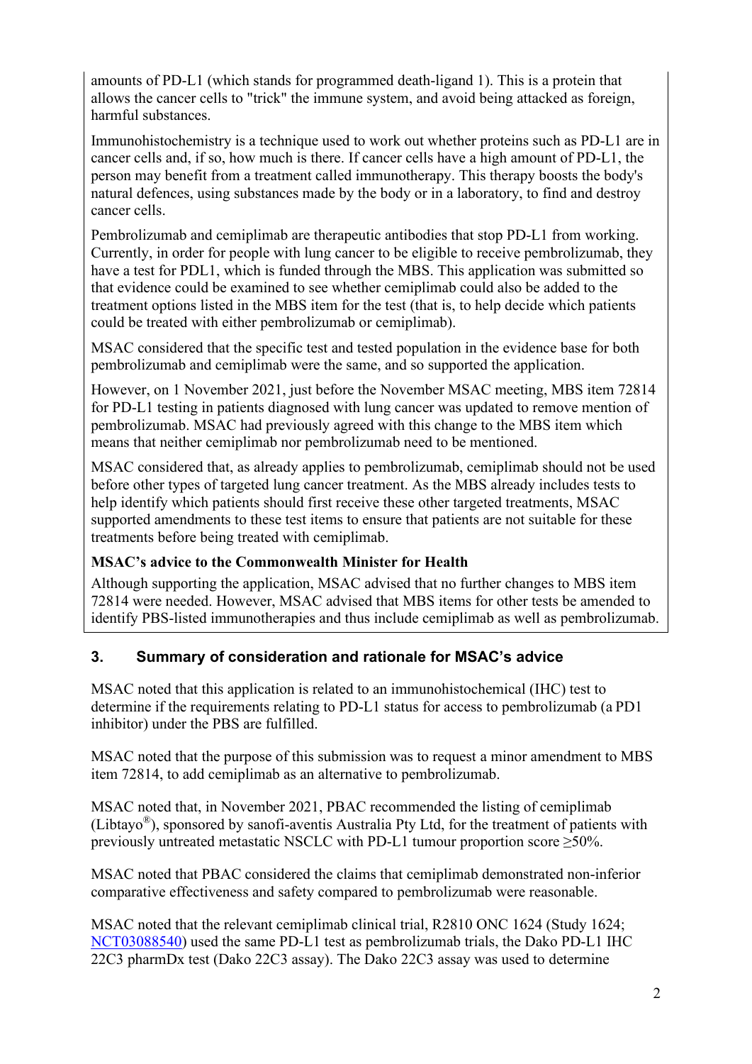amounts of PD-L1 (which stands for programmed death-ligand 1). This is a protein that allows the cancer cells to "trick" the immune system, and avoid being attacked as foreign, harmful substances.

Immunohistochemistry is a technique used to work out whether proteins such as PD-L1 are in cancer cells and, if so, how much is there. If cancer cells have a high amount of PD-L1, the person may benefit from a treatment called immunotherapy. This therapy boosts the body's natural defences, using substances made by the body or in a laboratory, to find and destroy cancer cells.

Pembrolizumab and cemiplimab are therapeutic antibodies that stop PD-L1 from working. Currently, in order for people with lung cancer to be eligible to receive pembrolizumab, they have a test for PDL1, which is funded through the MBS. This application was submitted so that evidence could be examined to see whether cemiplimab could also be added to the treatment options listed in the MBS item for the test (that is, to help decide which patients could be treated with either pembrolizumab or cemiplimab).

MSAC considered that the specific test and tested population in the evidence base for both pembrolizumab and cemiplimab were the same, and so supported the application.

However, on 1 November 2021, just before the November MSAC meeting, MBS item 72814 for PD-L1 testing in patients diagnosed with lung cancer was updated to remove mention of pembrolizumab. MSAC had previously agreed with this change to the MBS item which means that neither cemiplimab nor pembrolizumab need to be mentioned.

MSAC considered that, as already applies to pembrolizumab, cemiplimab should not be used before other types of targeted lung cancer treatment. As the MBS already includes tests to help identify which patients should first receive these other targeted treatments, MSAC supported amendments to these test items to ensure that patients are not suitable for these treatments before being treated with cemiplimab.

**MSAC's advice to the Commonwealth Minister for Health**

Although supporting the application, MSAC advised that no further changes to MBS item 72814 were needed. However, MSAC advised that MBS items for other tests be amended to identify PBS-listed immunotherapies and thus include cemiplimab as well as pembrolizumab.

## 3. Summary of consideration and rationale for MSAC's advice

MSAC noted that this application is related to an immunohistochemical (IHC) test to determine if the requirements relating to PD-L1 status for access to pembrolizumab (a PD1 inhibitor) under the PBS are fulfilled.

MSAC noted that the purpose of this submission was to request a minor amendment to MBS item 72814, to add cemiplimab as an alternative to pembrolizumab.

MSAC noted that, in November 2021, PBAC recommended the listing of cemiplimab (Libtayo®), sponsored by sanofi-aventis Australia Pty Ltd, for the treatment of patients with previously untreated metastatic NSCLC with PD-L1 tumour proportion score ≥50%.

MSAC noted that PBAC considered the claims that cemiplimab demonstrated non-inferior comparative effectiveness and safety compared to pembrolizumab were reasonable.

MSAC noted that the relevant cemiplimab clinical trial, R2810 ONC 1624 (Study 1624; NCT03088540) used the same PD-L1 test as pembrolizumab trials, the Dako PD-L1 IHC 22C3 pharmDx test (Dako 22C3 assay). The Dako 22C3 assay was used to determine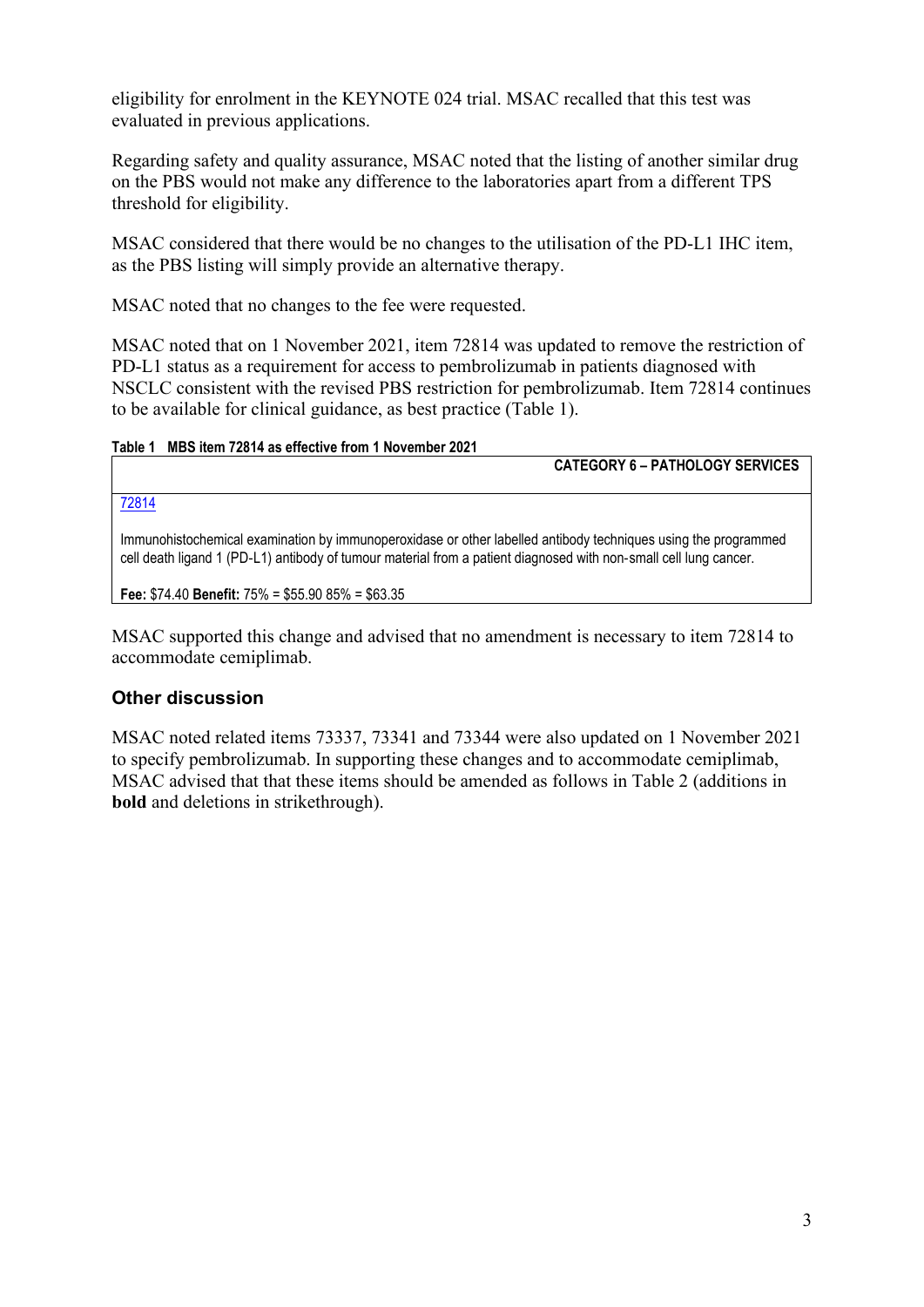eligibility for enrolment in the KEYNOTE 024 trial. MSAC recalled that this test was evaluated in previous applications.

Regarding safety and quality assurance, MSAC noted that the listing of another similar drug on the PBS would not make any difference to the laboratories apart from a different TPS threshold for eligibility.

MSAC considered that there would be no changes to the utilisation of the PD-L1 IHC item, as the PBS listing will simply provide an alternative therapy.

MSAC noted that no changes to the fee were requested.

MSAC noted that on 1 November 2021, item 72814 was updated to remove the restriction of PD-L1 status as a requirement for access to pembrolizumab in patients diagnosed with NSCLC consistent with the revised PBS restriction for pembrolizumab. Item 72814 continues to be available for clinical guidance, as best practice (Table 1).

**Table 1 MBS item 72814 as effective from 1 November 2021**

| CATEGORY 6 – PATHOLOGY SERVICES |
|---|
| 72814<br><br>Immunohistochemical examination by immunoperoxidase or other labelled antibody techniques using the programmed cell death ligand 1 (PD-L1) antibody of tumour material from a patient diagnosed with non-small cell lung cancer.<br><br>**Fee:** $74.40 **Benefit:** 75% = $55.90 85% = $63.35 |

MSAC supported this change and advised that no amendment is necessary to item 72814 to accommodate cemiplimab.

## Other discussion

MSAC noted related items 73337, 73341 and 73344 were also updated on 1 November 2021 to specify pembrolizumab. In supporting these changes and to accommodate cemiplimab, MSAC advised that that these items should be amended as follows in Table 2 (additions in **bold** and deletions in strikethrough).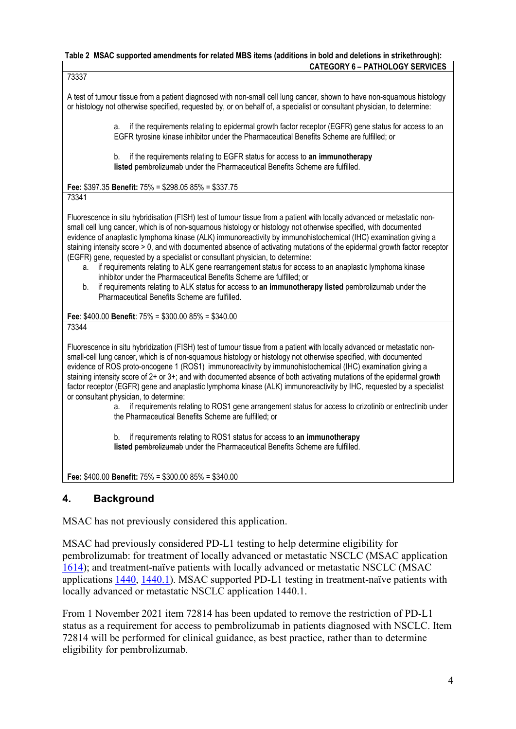**Table 2 MSAC supported amendments for related MBS items (additions in bold and deletions in strikethrough):**

| **CATEGORY 6 – PATHOLOGY SERVICES** |
|---|
| 73337<br><br>A test of tumour tissue from a patient diagnosed with non-small cell lung cancer, shown to have non-squamous histology or histology not otherwise specified, requested by, or on behalf of, a specialist or consultant physician, to determine:<br><br>a. if the requirements relating to epidermal growth factor receptor (EGFR) gene status for access to an EGFR tyrosine kinase inhibitor under the Pharmaceutical Benefits Scheme are fulfilled; or<br><br>b. if the requirements relating to EGFR status for access to **an immunotherapy listed** ~~pembrolizumab~~ under the Pharmaceutical Benefits Scheme are fulfilled.<br><br>**Fee:** $397.35 **Benefit:** 75% = $298.05 85% = $337.75 |
| 73341<br><br>Fluorescence in situ hybridisation (FISH) test of tumour tissue from a patient with locally advanced or metastatic non-small cell lung cancer, which is of non-squamous histology or histology not otherwise specified, with documented evidence of anaplastic lymphoma kinase (ALK) immunoreactivity by immunohistochemical (IHC) examination giving a staining intensity score > 0, and with documented absence of activating mutations of the epidermal growth factor receptor (EGFR) gene, requested by a specialist or consultant physician, to determine:<br>a. if requirements relating to ALK gene rearrangement status for access to an anaplastic lymphoma kinase inhibitor under the Pharmaceutical Benefits Scheme are fulfilled; or<br>b. if requirements relating to ALK status for access to **an immunotherapy listed** ~~pembrolizumab~~ under the Pharmaceutical Benefits Scheme are fulfilled.<br><br>**Fee**: $400.00 **Benefit**: 75% = $300.00 85% = $340.00 |
| 73344<br><br>Fluorescence in situ hybridization (FISH) test of tumour tissue from a patient with locally advanced or metastatic non-small-cell lung cancer, which is of non-squamous histology or histology not otherwise specified, with documented evidence of ROS proto-oncogene 1 (ROS1) immunoreactivity by immunohistochemical (IHC) examination giving a staining intensity score of 2+ or 3+; and with documented absence of both activating mutations of the epidermal growth factor receptor (EGFR) gene and anaplastic lymphoma kinase (ALK) immunoreactivity by IHC, requested by a specialist or consultant physician, to determine:<br>a. if requirements relating to ROS1 gene arrangement status for access to crizotinib or entrectinib under the Pharmaceutical Benefits Scheme are fulfilled; or<br><br>b. if requirements relating to ROS1 status for access to **an immunotherapy listed** ~~pembrolizumab~~ under the Pharmaceutical Benefits Scheme are fulfilled.<br><br>**Fee:** $400.00 **Benefit:** 75% = $300.00 85% = $340.00 |

## 4. Background

MSAC has not previously considered this application.

MSAC had previously considered PD-L1 testing to help determine eligibility for pembrolizumab: for treatment of locally advanced or metastatic NSCLC (MSAC application 1614); and treatment-naïve patients with locally advanced or metastatic NSCLC (MSAC applications 1440, 1440.1). MSAC supported PD-L1 testing in treatment-naïve patients with locally advanced or metastatic NSCLC application 1440.1.

From 1 November 2021 item 72814 has been updated to remove the restriction of PD-L1 status as a requirement for access to pembrolizumab in patients diagnosed with NSCLC. Item 72814 will be performed for clinical guidance, as best practice, rather than to determine eligibility for pembrolizumab.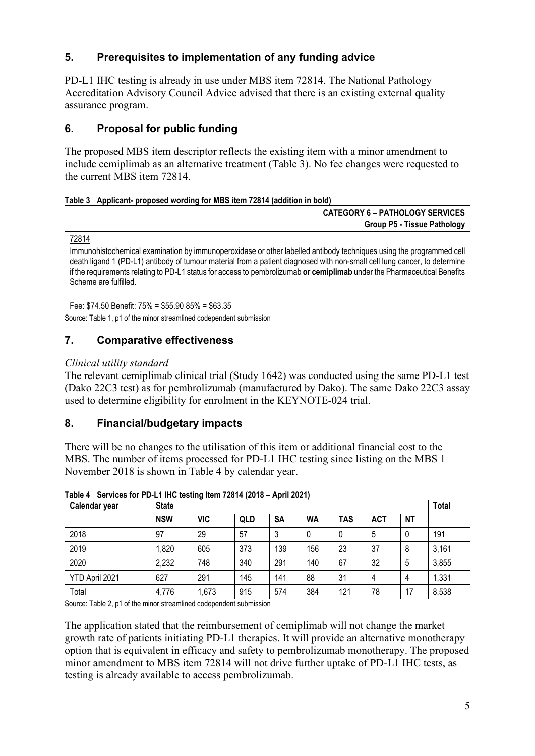## 5. Prerequisites to implementation of any funding advice

PD-L1 IHC testing is already in use under MBS item 72814. The National Pathology Accreditation Advisory Council Advice advised that there is an existing external quality assurance program.

## 6. Proposal for public funding

The proposed MBS item descriptor reflects the existing item with a minor amendment to include cemiplimab as an alternative treatment (Table 3). No fee changes were requested to the current MBS item 72814.

**Table 3 Applicant- proposed wording for MBS item 72814 (addition in bold)**

| **CATEGORY 6 – PATHOLOGY SERVICES**<br>**Group P5 - Tissue Pathology** |
|---|
| 72814<br>Immunohistochemical examination by immunoperoxidase or other labelled antibody techniques using the programmed cell death ligand 1 (PD-L1) antibody of tumour material from a patient diagnosed with non-small cell lung cancer, to determine if the requirements relating to PD-L1 status for access to pembrolizumab **or cemiplimab** under the Pharmaceutical Benefits Scheme are fulfilled.<br><br>Fee: $74.50 Benefit: 75% = $55.90 85% = $63.35 |

Source: Table 1, p1 of the minor streamlined codependent submission

## 7. Comparative effectiveness

*Clinical utility standard*

The relevant cemiplimab clinical trial (Study 1642) was conducted using the same PD-L1 test (Dako 22C3 test) as for pembrolizumab (manufactured by Dako). The same Dako 22C3 assay used to determine eligibility for enrolment in the KEYNOTE-024 trial.

## 8. Financial/budgetary impacts

There will be no changes to the utilisation of this item or additional financial cost to the MBS. The number of items processed for PD-L1 IHC testing since listing on the MBS 1 November 2018 is shown in Table 4 by calendar year.

**Table 4 Services for PD-L1 IHC testing Item 72814 (2018 – April 2021)**

| Calendar year | State | | | | | | | | Total |
|---|---|---|---|---|---|---|---|---|---|
| | NSW | VIC | QLD | SA | WA | TAS | ACT | NT | |
| 2018 | 97 | 29 | 57 | 3 | 0 | 0 | 5 | 0 | 191 |
| 2019 | 1,820 | 605 | 373 | 139 | 156 | 23 | 37 | 8 | 3,161 |
| 2020 | 2,232 | 748 | 340 | 291 | 140 | 67 | 32 | 5 | 3,855 |
| YTD April 2021 | 627 | 291 | 145 | 141 | 88 | 31 | 4 | 4 | 1,331 |
| Total | 4,776 | 1,673 | 915 | 574 | 384 | 121 | 78 | 17 | 8,538 |

Source: Table 2, p1 of the minor streamlined codependent submission

The application stated that the reimbursement of cemiplimab will not change the market growth rate of patients initiating PD-L1 therapies. It will provide an alternative monotherapy option that is equivalent in efficacy and safety to pembrolizumab monotherapy. The proposed minor amendment to MBS item 72814 will not drive further uptake of PD-L1 IHC tests, as testing is already available to access pembrolizumab.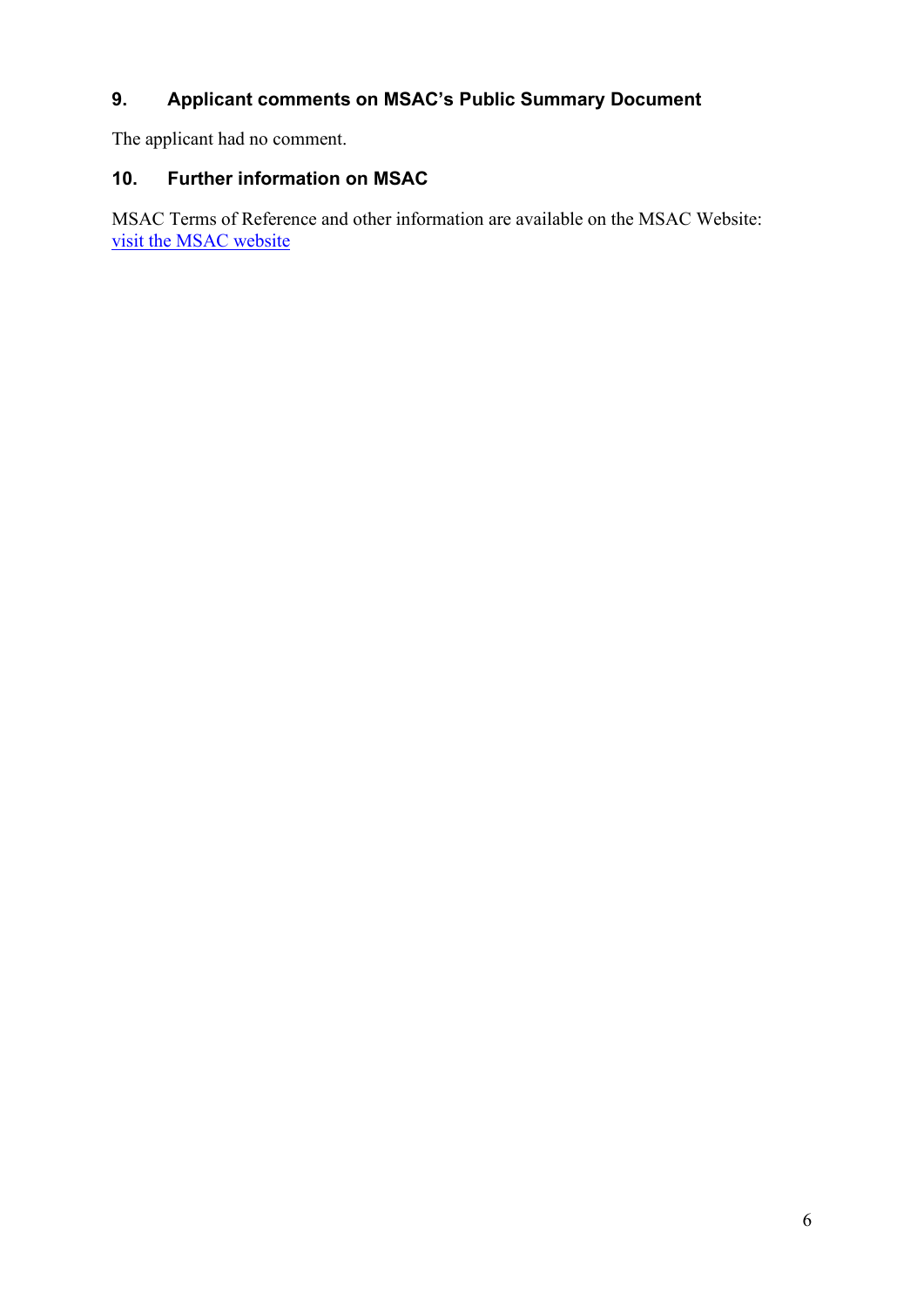## 9. Applicant comments on MSAC's Public Summary Document

The applicant had no comment.

## 10. Further information on MSAC

MSAC Terms of Reference and other information are available on the MSAC Website: visit the MSAC website